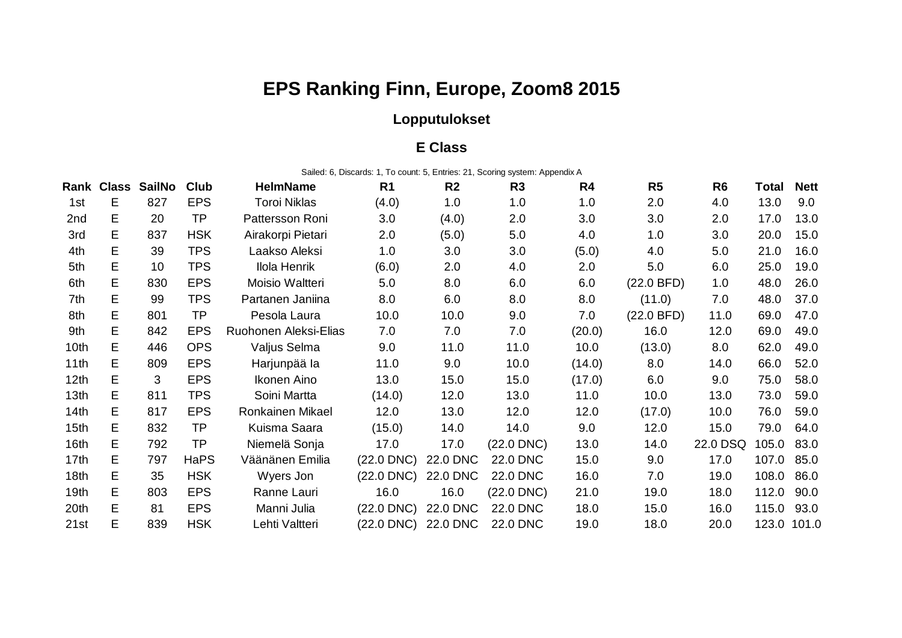# EPS Ranking Finn, Europe, Zoom8 2015

## Lopputulokset

### E Class

Sailed: 6, Discards: 1, To count: 5, Entries: 21, Scoring system: Appendix A

| Rank | Class | SailNo | Club | HelmName | R1 | R2 | R3 | R4 | R5 | R6 | Total | Nett |
|---|---|---|---|---|---|---|---|---|---|---|---|---|
| 1st | E | 827 | EPS | Toroi Niklas | (4.0) | 1.0 | 1.0 | 1.0 | 2.0 | 4.0 | 13.0 | 9.0 |
| 2nd | E | 20 | TP | Pattersson Roni | 3.0 | (4.0) | 2.0 | 3.0 | 3.0 | 2.0 | 17.0 | 13.0 |
| 3rd | E | 837 | HSK | Airakorpi Pietari | 2.0 | (5.0) | 5.0 | 4.0 | 1.0 | 3.0 | 20.0 | 15.0 |
| 4th | E | 39 | TPS | Laakso Aleksi | 1.0 | 3.0 | 3.0 | (5.0) | 4.0 | 5.0 | 21.0 | 16.0 |
| 5th | E | 10 | TPS | Ilola Henrik | (6.0) | 2.0 | 4.0 | 2.0 | 5.0 | 6.0 | 25.0 | 19.0 |
| 6th | E | 830 | EPS | Moisio Waltteri | 5.0 | 8.0 | 6.0 | 6.0 | (22.0 BFD) | 1.0 | 48.0 | 26.0 |
| 7th | E | 99 | TPS | Partanen Janiina | 8.0 | 6.0 | 8.0 | 8.0 | (11.0) | 7.0 | 48.0 | 37.0 |
| 8th | E | 801 | TP | Pesola Laura | 10.0 | 10.0 | 9.0 | 7.0 | (22.0 BFD) | 11.0 | 69.0 | 47.0 |
| 9th | E | 842 | EPS | Ruohonen Aleksi-Elias | 7.0 | 7.0 | 7.0 | (20.0) | 16.0 | 12.0 | 69.0 | 49.0 |
| 10th | E | 446 | OPS | Valjus Selma | 9.0 | 11.0 | 11.0 | 10.0 | (13.0) | 8.0 | 62.0 | 49.0 |
| 11th | E | 809 | EPS | Harjunpää Ia | 11.0 | 9.0 | 10.0 | (14.0) | 8.0 | 14.0 | 66.0 | 52.0 |
| 12th | E | 3 | EPS | Ikonen Aino | 13.0 | 15.0 | 15.0 | (17.0) | 6.0 | 9.0 | 75.0 | 58.0 |
| 13th | E | 811 | TPS | Soini Martta | (14.0) | 12.0 | 13.0 | 11.0 | 10.0 | 13.0 | 73.0 | 59.0 |
| 14th | E | 817 | EPS | Ronkainen Mikael | 12.0 | 13.0 | 12.0 | 12.0 | (17.0) | 10.0 | 76.0 | 59.0 |
| 15th | E | 832 | TP | Kuisma Saara | (15.0) | 14.0 | 14.0 | 9.0 | 12.0 | 15.0 | 79.0 | 64.0 |
| 16th | E | 792 | TP | Niemelä Sonja | 17.0 | 17.0 | (22.0 DNC) | 13.0 | 14.0 | 22.0 DSQ | 105.0 | 83.0 |
| 17th | E | 797 | HaPS | Väänänen Emilia | (22.0 DNC) | 22.0 DNC | 22.0 DNC | 15.0 | 9.0 | 17.0 | 107.0 | 85.0 |
| 18th | E | 35 | HSK | Wyers Jon | (22.0 DNC) | 22.0 DNC | 22.0 DNC | 16.0 | 7.0 | 19.0 | 108.0 | 86.0 |
| 19th | E | 803 | EPS | Ranne Lauri | 16.0 | 16.0 | (22.0 DNC) | 21.0 | 19.0 | 18.0 | 112.0 | 90.0 |
| 20th | E | 81 | EPS | Manni Julia | (22.0 DNC) | 22.0 DNC | 22.0 DNC | 18.0 | 15.0 | 16.0 | 115.0 | 93.0 |
| 21st | E | 839 | HSK | Lehti Valtteri | (22.0 DNC) | 22.0 DNC | 22.0 DNC | 19.0 | 18.0 | 20.0 | 123.0 | 101.0 |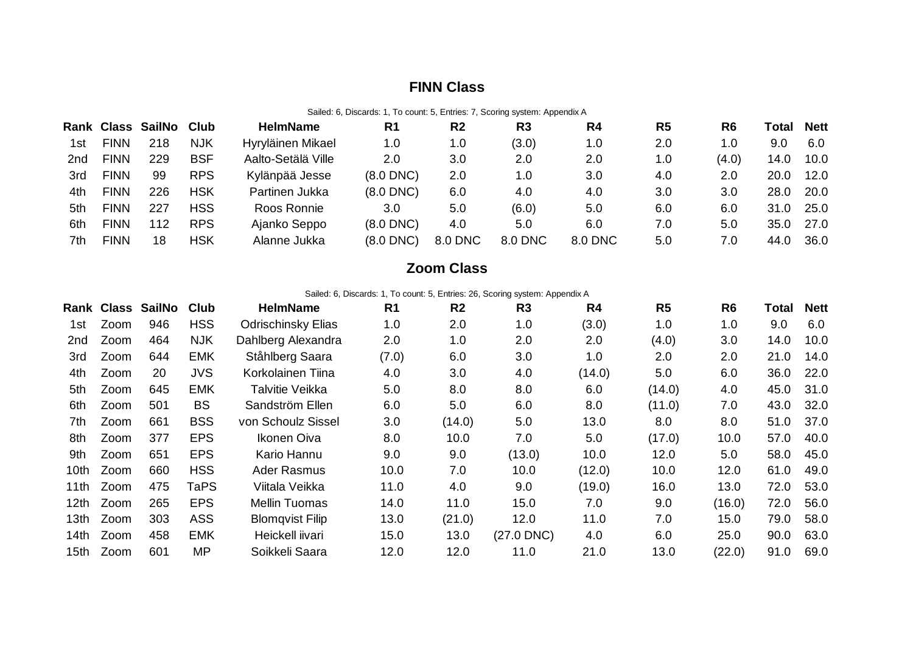## FINN Class

Sailed: 6, Discards: 1, To count: 5, Entries: 7, Scoring system: Appendix A

| Rank | Class | SailNo | Club | HelmName | R1 | R2 | R3 | R4 | R5 | R6 | Total | Nett |
|---|---|---|---|---|---|---|---|---|---|---|---|---|
| 1st | FINN | 218 | NJK | Hyryläinen Mikael | 1.0 | 1.0 | (3.0) | 1.0 | 2.0 | 1.0 | 9.0 | 6.0 |
| 2nd | FINN | 229 | BSF | Aalto-Setälä Ville | 2.0 | 3.0 | 2.0 | 2.0 | 1.0 | (4.0) | 14.0 | 10.0 |
| 3rd | FINN | 99 | RPS | Kylänpää Jesse | (8.0 DNC) | 2.0 | 1.0 | 3.0 | 4.0 | 2.0 | 20.0 | 12.0 |
| 4th | FINN | 226 | HSK | Partinen Jukka | (8.0 DNC) | 6.0 | 4.0 | 4.0 | 3.0 | 3.0 | 28.0 | 20.0 |
| 5th | FINN | 227 | HSS | Roos Ronnie | 3.0 | 5.0 | (6.0) | 5.0 | 6.0 | 6.0 | 31.0 | 25.0 |
| 6th | FINN | 112 | RPS | Ajanko Seppo | (8.0 DNC) | 4.0 | 5.0 | 6.0 | 7.0 | 5.0 | 35.0 | 27.0 |
| 7th | FINN | 18 | HSK | Alanne Jukka | (8.0 DNC) | 8.0 DNC | 8.0 DNC | 8.0 DNC | 5.0 | 7.0 | 44.0 | 36.0 |

## Zoom Class

Sailed: 6, Discards: 1, To count: 5, Entries: 26, Scoring system: Appendix A

| Rank | Class | SailNo | Club | HelmName | R1 | R2 | R3 | R4 | R5 | R6 | Total | Nett |
|---|---|---|---|---|---|---|---|---|---|---|---|---|
| 1st | Zoom | 946 | HSS | Odrischinsky Elias | 1.0 | 2.0 | 1.0 | (3.0) | 1.0 | 1.0 | 9.0 | 6.0 |
| 2nd | Zoom | 464 | NJK | Dahlberg Alexandra | 2.0 | 1.0 | 2.0 | 2.0 | (4.0) | 3.0 | 14.0 | 10.0 |
| 3rd | Zoom | 644 | EMK | Ståhlberg Saara | (7.0) | 6.0 | 3.0 | 1.0 | 2.0 | 2.0 | 21.0 | 14.0 |
| 4th | Zoom | 20 | JVS | Korkolainen Tiina | 4.0 | 3.0 | 4.0 | (14.0) | 5.0 | 6.0 | 36.0 | 22.0 |
| 5th | Zoom | 645 | EMK | Talvitie Veikka | 5.0 | 8.0 | 8.0 | 6.0 | (14.0) | 4.0 | 45.0 | 31.0 |
| 6th | Zoom | 501 | BS | Sandström Ellen | 6.0 | 5.0 | 6.0 | 8.0 | (11.0) | 7.0 | 43.0 | 32.0 |
| 7th | Zoom | 661 | BSS | von Schoulz Sissel | 3.0 | (14.0) | 5.0 | 13.0 | 8.0 | 8.0 | 51.0 | 37.0 |
| 8th | Zoom | 377 | EPS | Ikonen Oiva | 8.0 | 10.0 | 7.0 | 5.0 | (17.0) | 10.0 | 57.0 | 40.0 |
| 9th | Zoom | 651 | EPS | Kario Hannu | 9.0 | 9.0 | (13.0) | 10.0 | 12.0 | 5.0 | 58.0 | 45.0 |
| 10th | Zoom | 660 | HSS | Ader Rasmus | 10.0 | 7.0 | 10.0 | (12.0) | 10.0 | 12.0 | 61.0 | 49.0 |
| 11th | Zoom | 475 | TaPS | Viitala Veikka | 11.0 | 4.0 | 9.0 | (19.0) | 16.0 | 13.0 | 72.0 | 53.0 |
| 12th | Zoom | 265 | EPS | Mellin Tuomas | 14.0 | 11.0 | 15.0 | 7.0 | 9.0 | (16.0) | 72.0 | 56.0 |
| 13th | Zoom | 303 | ASS | Blomqvist Filip | 13.0 | (21.0) | 12.0 | 11.0 | 7.0 | 15.0 | 79.0 | 58.0 |
| 14th | Zoom | 458 | EMK | Heickell iivari | 15.0 | 13.0 | (27.0 DNC) | 4.0 | 6.0 | 25.0 | 90.0 | 63.0 |
| 15th | Zoom | 601 | MP | Soikkeli Saara | 12.0 | 12.0 | 11.0 | 21.0 | 13.0 | (22.0) | 91.0 | 69.0 |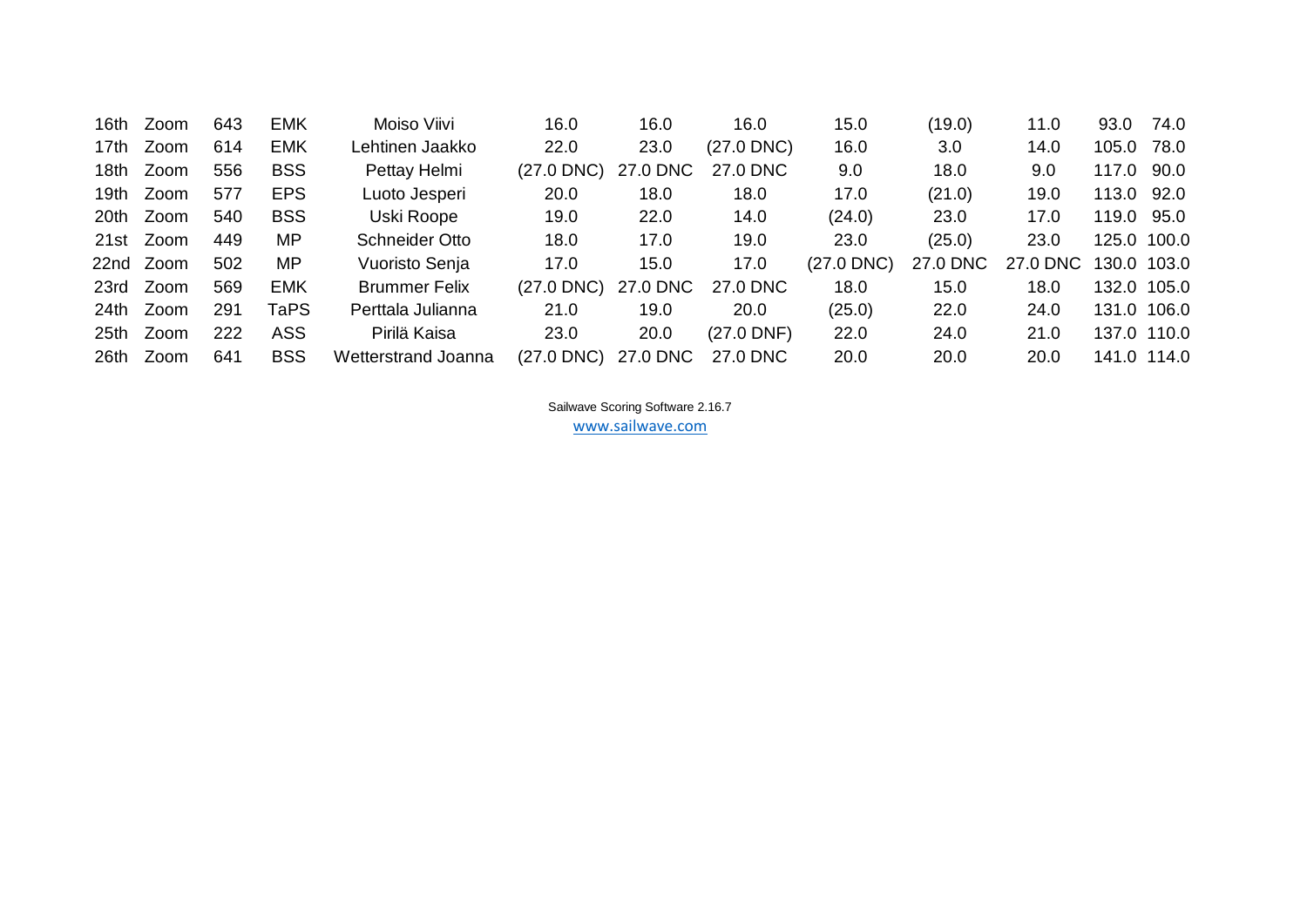| | | | | | | | | | | | | |
|---|---|---|---|---|---|---|---|---|---|---|---|---|
| 16th | Zoom | 643 | EMK | Moiso Viivi | 16.0 | 16.0 | 16.0 | 15.0 | (19.0) | 11.0 | 93.0 | 74.0 |
| 17th | Zoom | 614 | EMK | Lehtinen Jaakko | 22.0 | 23.0 | (27.0 DNC) | 16.0 | 3.0 | 14.0 | 105.0 | 78.0 |
| 18th | Zoom | 556 | BSS | Pettay Helmi | (27.0 DNC) | 27.0 DNC | 27.0 DNC | 9.0 | 18.0 | 9.0 | 117.0 | 90.0 |
| 19th | Zoom | 577 | EPS | Luoto Jesperi | 20.0 | 18.0 | 18.0 | 17.0 | (21.0) | 19.0 | 113.0 | 92.0 |
| 20th | Zoom | 540 | BSS | Uski Roope | 19.0 | 22.0 | 14.0 | (24.0) | 23.0 | 17.0 | 119.0 | 95.0 |
| 21st | Zoom | 449 | MP | Schneider Otto | 18.0 | 17.0 | 19.0 | 23.0 | (25.0) | 23.0 | 125.0 | 100.0 |
| 22nd | Zoom | 502 | MP | Vuoristo Senja | 17.0 | 15.0 | 17.0 | (27.0 DNC) | 27.0 DNC | 27.0 DNC | 130.0 | 103.0 |
| 23rd | Zoom | 569 | EMK | Brummer Felix | (27.0 DNC) | 27.0 DNC | 27.0 DNC | 18.0 | 15.0 | 18.0 | 132.0 | 105.0 |
| 24th | Zoom | 291 | TaPS | Perttala Julianna | 21.0 | 19.0 | 20.0 | (25.0) | 22.0 | 24.0 | 131.0 | 106.0 |
| 25th | Zoom | 222 | ASS | Pirilä Kaisa | 23.0 | 20.0 | (27.0 DNF) | 22.0 | 24.0 | 21.0 | 137.0 | 110.0 |
| 26th | Zoom | 641 | BSS | Wetterstrand Joanna | (27.0 DNC) | 27.0 DNC | 27.0 DNC | 20.0 | 20.0 | 20.0 | 141.0 | 114.0 |

Sailwave Scoring Software 2.16.7
www.sailwave.com